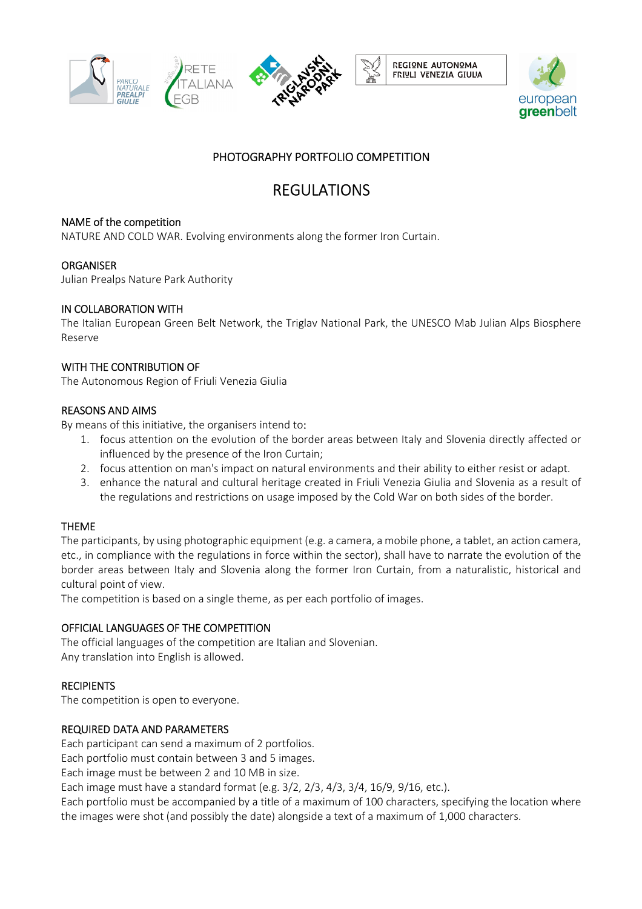PHOTOGRAPHY PORTFOLIO COMPETITION

# REGULATIONS

## NAME of the competition

NATURE AND COLD WAR. Evolving environments along the former Iron Curtain.

## ORGANISER

Julian Prealps Nature Park Authority

## IN COLLABORATION WITH

The Italian European Green Belt Network, the Triglav National Park, the UNESCO Mab Julian Alps Biosphere Reserve

## WITH THE CONTRIBUTION OF

The Autonomous Region of Friuli Venezia Giulia

## REASONS AND AIMS

By means of this initiative, the organisers intend to:

1. focus attention on the evolution of the border areas between Italy and Slovenia directly affected or influenced by the presence of the Iron Curtain;
2. focus attention on man's impact on natural environments and their ability to either resist or adapt.
3. enhance the natural and cultural heritage created in Friuli Venezia Giulia and Slovenia as a result of the regulations and restrictions on usage imposed by the Cold War on both sides of the border.

## THEME

The participants, by using photographic equipment (e.g. a camera, a mobile phone, a tablet, an action camera, etc., in compliance with the regulations in force within the sector), shall have to narrate the evolution of the border areas between Italy and Slovenia along the former Iron Curtain, from a naturalistic, historical and cultural point of view.

The competition is based on a single theme, as per each portfolio of images.

## OFFICIAL LANGUAGES OF THE COMPETITION

The official languages of the competition are Italian and Slovenian.

Any translation into English is allowed.

## RECIPIENTS

The competition is open to everyone.

## REQUIRED DATA AND PARAMETERS

Each participant can send a maximum of 2 portfolios.

Each portfolio must contain between 3 and 5 images.

Each image must be between 2 and 10 MB in size.

Each image must have a standard format (e.g. 3/2, 2/3, 4/3, 3/4, 16/9, 9/16, etc.).

Each portfolio must be accompanied by a title of a maximum of 100 characters, specifying the location where the images were shot (and possibly the date) alongside a text of a maximum of 1,000 characters.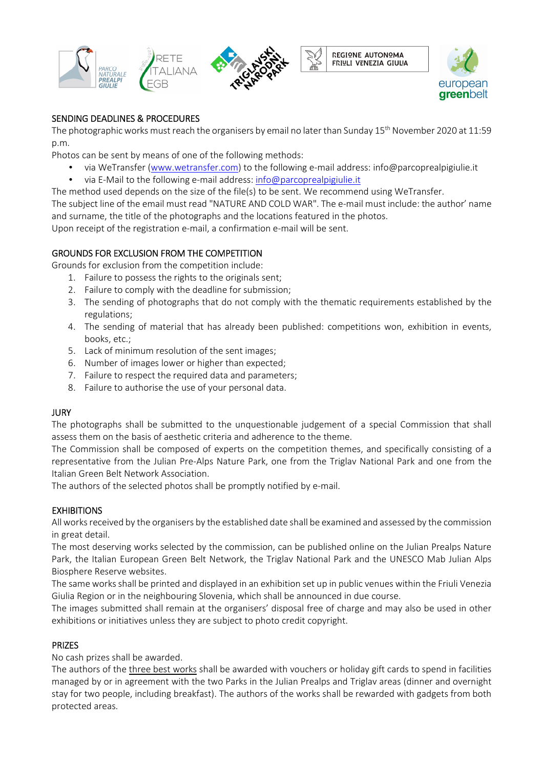## SENDING DEADLINES & PROCEDURES

The photographic works must reach the organisers by email no later than Sunday 15th November 2020 at 11:59 p.m.

Photos can be sent by means of one of the following methods:

- via WeTransfer (www.wetransfer.com) to the following e-mail address: info@parcoprealpigiulie.it
- via E-Mail to the following e-mail address: info@parcoprealpigiulie.it

The method used depends on the size of the file(s) to be sent. We recommend using WeTransfer.

The subject line of the email must read "NATURE AND COLD WAR". The e-mail must include: the author' name and surname, the title of the photographs and the locations featured in the photos.

Upon receipt of the registration e-mail, a confirmation e-mail will be sent.

## GROUNDS FOR EXCLUSION FROM THE COMPETITION

Grounds for exclusion from the competition include:

1. Failure to possess the rights to the originals sent;
2. Failure to comply with the deadline for submission;
3. The sending of photographs that do not comply with the thematic requirements established by the regulations;
4. The sending of material that has already been published: competitions won, exhibition in events, books, etc.;
5. Lack of minimum resolution of the sent images;
6. Number of images lower or higher than expected;
7. Failure to respect the required data and parameters;
8. Failure to authorise the use of your personal data.

## JURY

The photographs shall be submitted to the unquestionable judgement of a special Commission that shall assess them on the basis of aesthetic criteria and adherence to the theme.

The Commission shall be composed of experts on the competition themes, and specifically consisting of a representative from the Julian Pre-Alps Nature Park, one from the Triglav National Park and one from the Italian Green Belt Network Association.

The authors of the selected photos shall be promptly notified by e-mail.

## EXHIBITIONS

All works received by the organisers by the established date shall be examined and assessed by the commission in great detail.

The most deserving works selected by the commission, can be published online on the Julian Prealps Nature Park, the Italian European Green Belt Network, the Triglav National Park and the UNESCO Mab Julian Alps Biosphere Reserve websites.

The same works shall be printed and displayed in an exhibition set up in public venues within the Friuli Venezia Giulia Region or in the neighbouring Slovenia, which shall be announced in due course.

The images submitted shall remain at the organisers' disposal free of charge and may also be used in other exhibitions or initiatives unless they are subject to photo credit copyright.

## PRIZES

No cash prizes shall be awarded.

The authors of the three best works shall be awarded with vouchers or holiday gift cards to spend in facilities managed by or in agreement with the two Parks in the Julian Prealps and Triglav areas (dinner and overnight stay for two people, including breakfast). The authors of the works shall be rewarded with gadgets from both protected areas.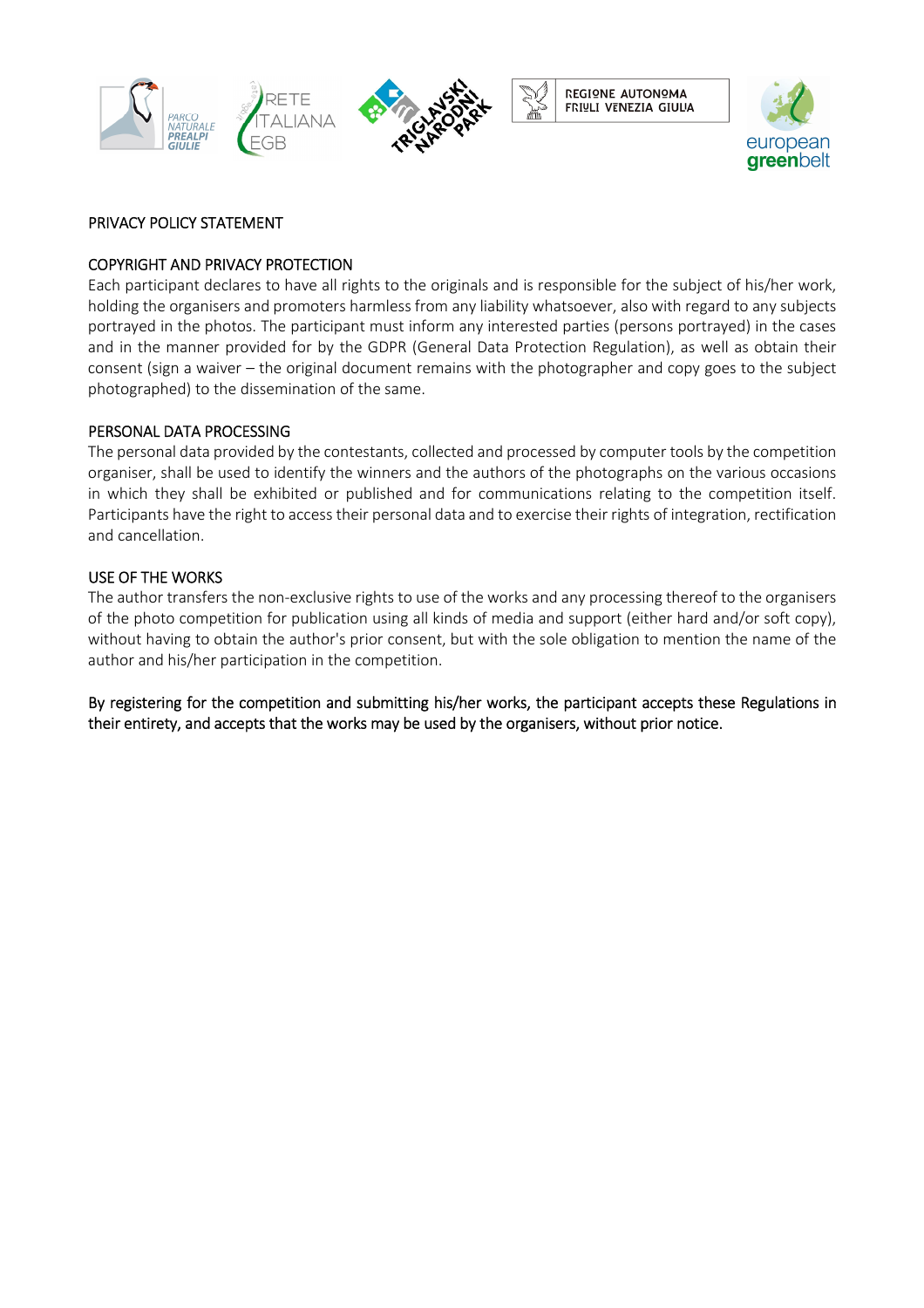PRIVACY POLICY STATEMENT

## COPYRIGHT AND PRIVACY PROTECTION

Each participant declares to have all rights to the originals and is responsible for the subject of his/her work, holding the organisers and promoters harmless from any liability whatsoever, also with regard to any subjects portrayed in the photos. The participant must inform any interested parties (persons portrayed) in the cases and in the manner provided for by the GDPR (General Data Protection Regulation), as well as obtain their consent (sign a waiver – the original document remains with the photographer and copy goes to the subject photographed) to the dissemination of the same.

## PERSONAL DATA PROCESSING

The personal data provided by the contestants, collected and processed by computer tools by the competition organiser, shall be used to identify the winners and the authors of the photographs on the various occasions in which they shall be exhibited or published and for communications relating to the competition itself. Participants have the right to access their personal data and to exercise their rights of integration, rectification and cancellation.

## USE OF THE WORKS

The author transfers the non-exclusive rights to use of the works and any processing thereof to the organisers of the photo competition for publication using all kinds of media and support (either hard and/or soft copy), without having to obtain the author's prior consent, but with the sole obligation to mention the name of the author and his/her participation in the competition.

By registering for the competition and submitting his/her works, the participant accepts these Regulations in their entirety, and accepts that the works may be used by the organisers, without prior notice.